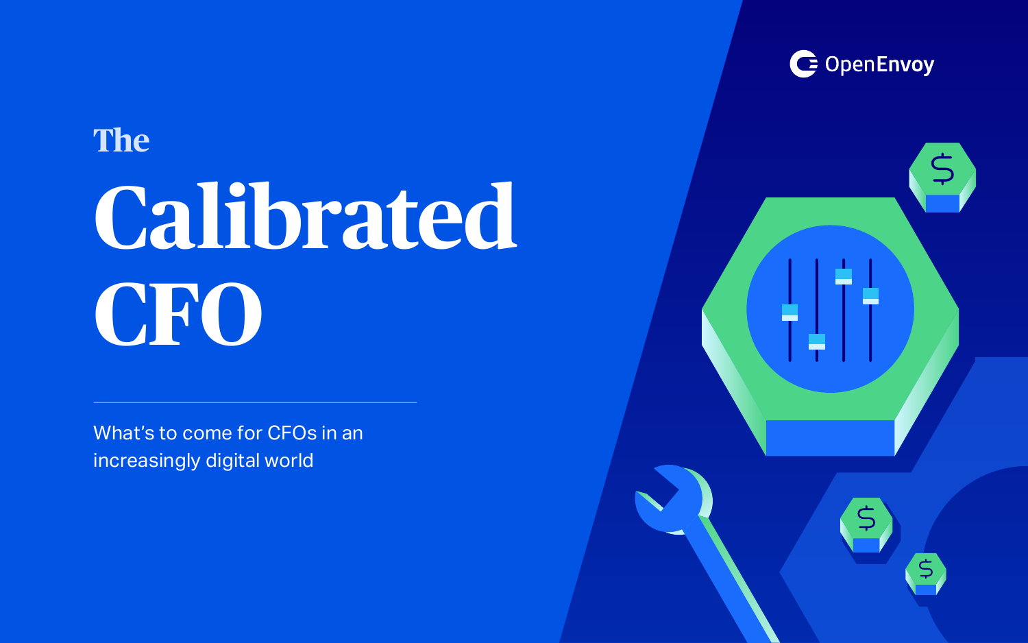OpenEnvoy

# The Calibrated CFO

What's to come for CFOs in an increasingly digital world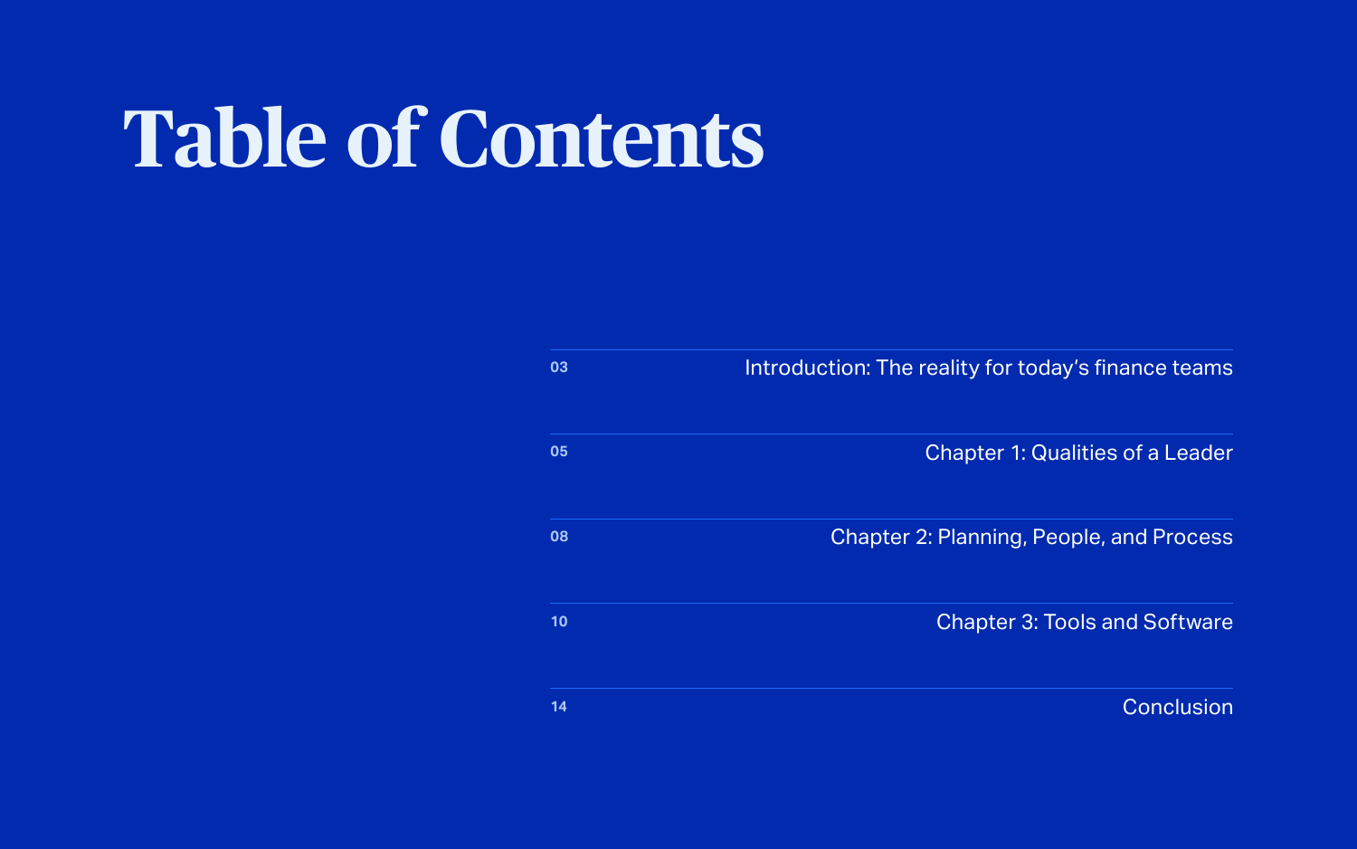# Table of Contents

| Page | Section |
|---|---|
| 03 | Introduction: The reality for today's finance teams |
| 05 | Chapter 1: Qualities of a Leader |
| 08 | Chapter 2: Planning, People, and Process |
| 10 | Chapter 3: Tools and Software |
| 14 | Conclusion |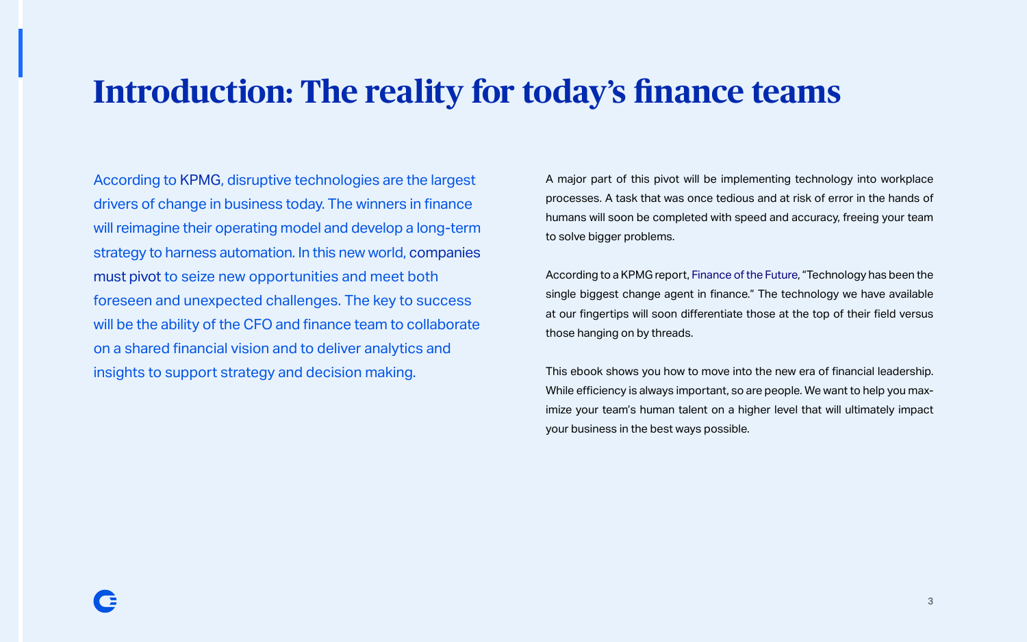# Introduction: The reality for today's finance teams

According to KPMG, disruptive technologies are the largest drivers of change in business today. The winners in finance will reimagine their operating model and develop a long-term strategy to harness automation. In this new world, companies must pivot to seize new opportunities and meet both foreseen and unexpected challenges. The key to success will be the ability of the CFO and finance team to collaborate on a shared financial vision and to deliver analytics and insights to support strategy and decision making.

A major part of this pivot will be implementing technology into workplace processes. A task that was once tedious and at risk of error in the hands of humans will soon be completed with speed and accuracy, freeing your team to solve bigger problems.

According to a KPMG report, Finance of the Future, "Technology has been the single biggest change agent in finance." The technology we have available at our fingertips will soon differentiate those at the top of their field versus those hanging on by threads.

This ebook shows you how to move into the new era of financial leadership. While efficiency is always important, so are people. We want to help you maximize your team's human talent on a higher level that will ultimately impact your business in the best ways possible.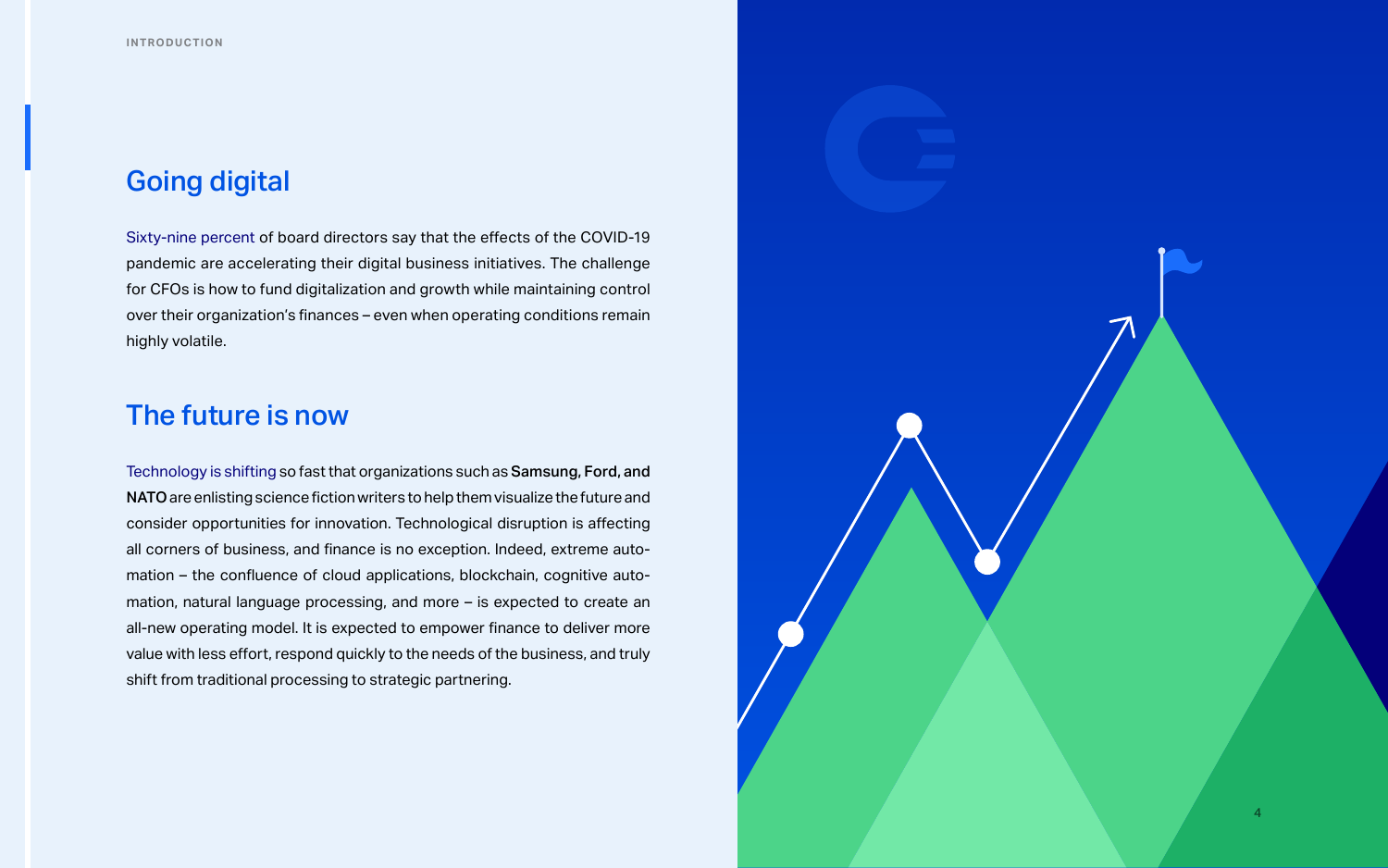## Going digital

Sixty-nine percent of board directors say that the effects of the COVID-19 pandemic are accelerating their digital business initiatives. The challenge for CFOs is how to fund digitalization and growth while maintaining control over their organization's finances – even when operating conditions remain highly volatile.

## The future is now

Technology is shifting so fast that organizations such as **Samsung, Ford, and NATO** are enlisting science fiction writers to help them visualize the future and consider opportunities for innovation. Technological disruption is affecting all corners of business, and finance is no exception. Indeed, extreme automation – the confluence of cloud applications, blockchain, cognitive automation, natural language processing, and more – is expected to create an all-new operating model. It is expected to empower finance to deliver more value with less effort, respond quickly to the needs of the business, and truly shift from traditional processing to strategic partnering.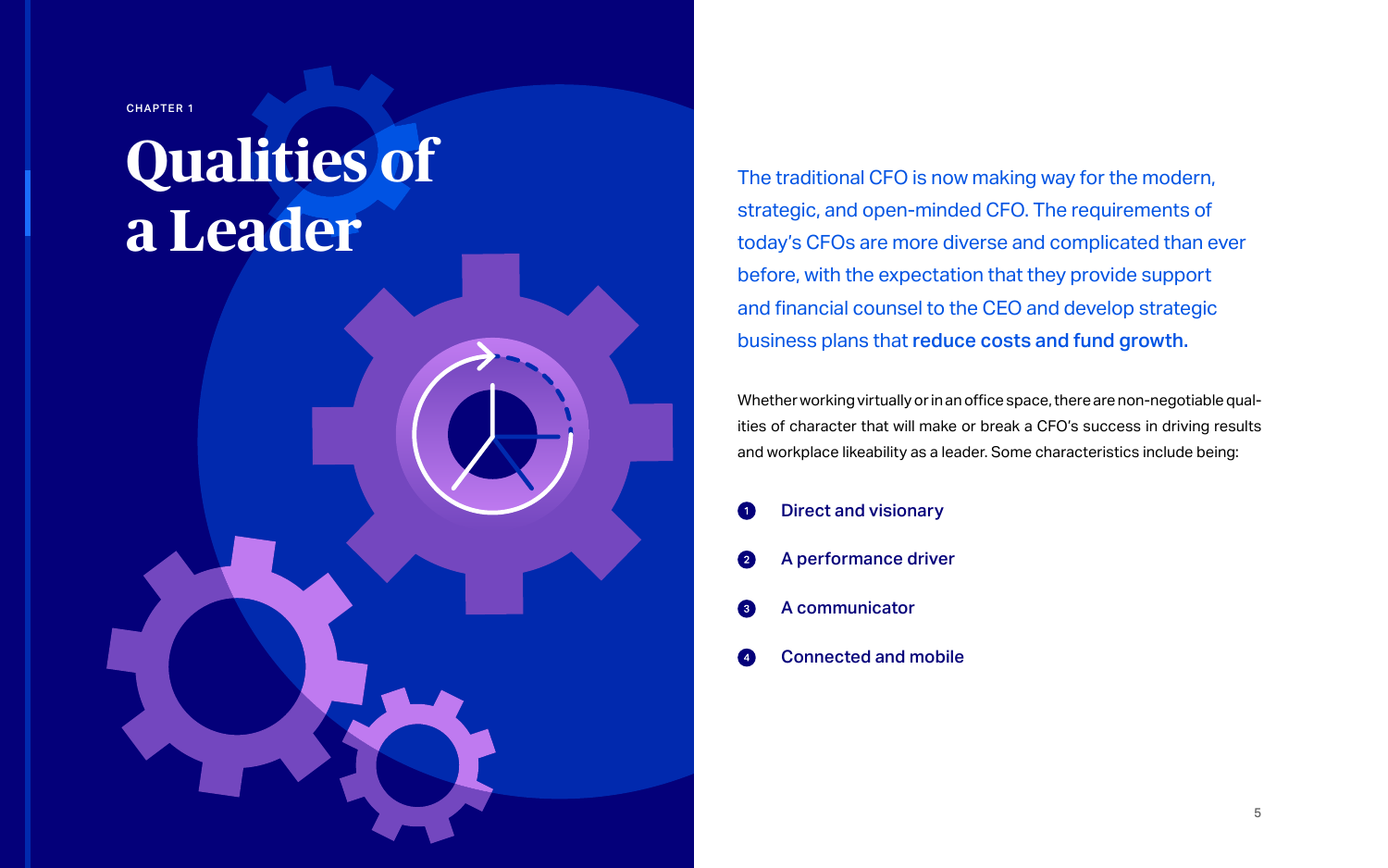CHAPTER 1

# Qualities of a Leader

The traditional CFO is now making way for the modern, strategic, and open-minded CFO. The requirements of today's CFOs are more diverse and complicated than ever before, with the expectation that they provide support and financial counsel to the CEO and develop strategic business plans that **reduce costs and fund growth.**

Whether working virtually or in an office space, there are non-negotiable qualities of character that will make or break a CFO's success in driving results and workplace likeability as a leader. Some characteristics include being:

1. Direct and visionary
2. A performance driver
3. A communicator
4. Connected and mobile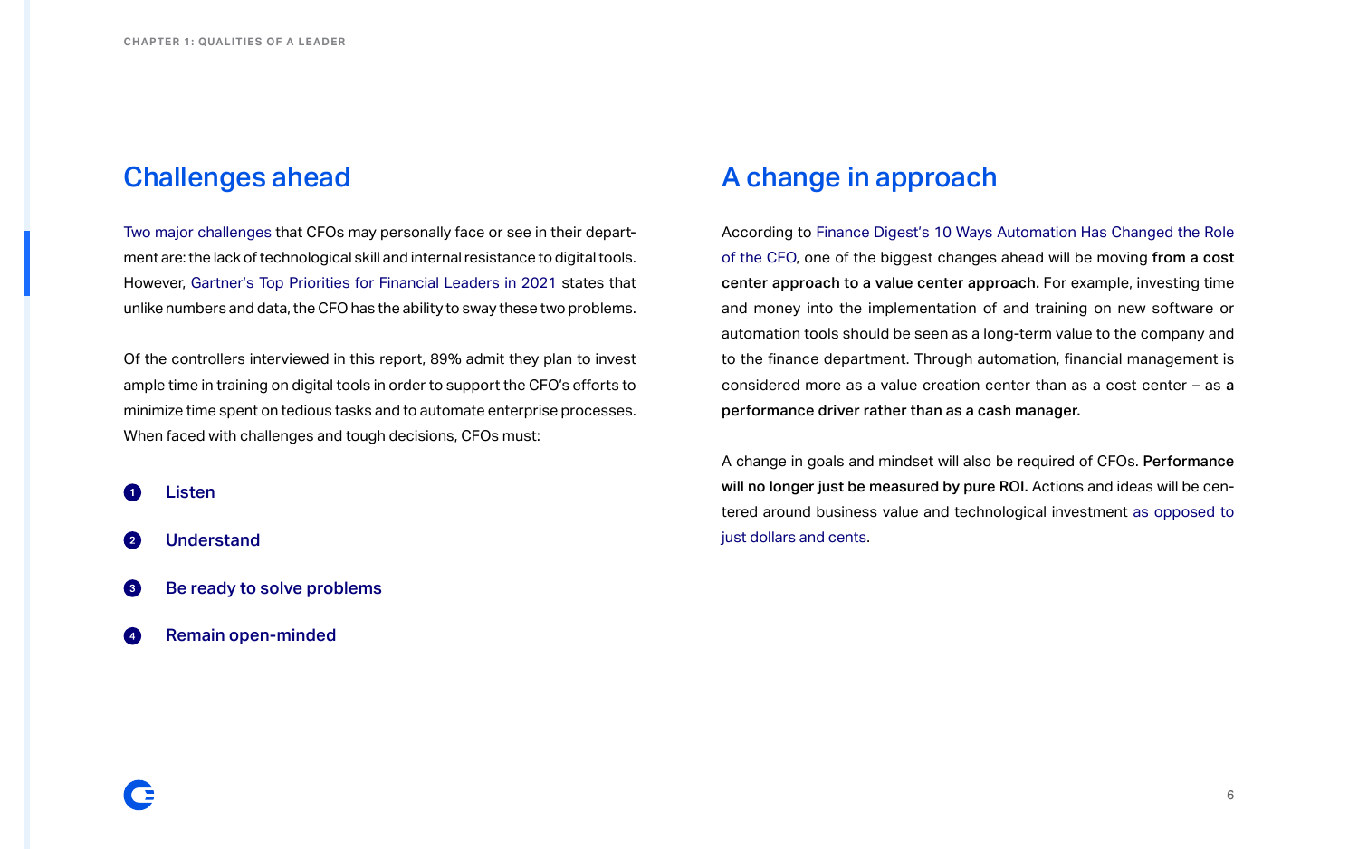## Challenges ahead

Two major challenges that CFOs may personally face or see in their department are: the lack of technological skill and internal resistance to digital tools. However, Gartner's Top Priorities for Financial Leaders in 2021 states that unlike numbers and data, the CFO has the ability to sway these two problems.

Of the controllers interviewed in this report, 89% admit they plan to invest ample time in training on digital tools in order to support the CFO's efforts to minimize time spent on tedious tasks and to automate enterprise processes. When faced with challenges and tough decisions, CFOs must:

1. Listen
2. Understand
3. Be ready to solve problems
4. Remain open-minded

## A change in approach

According to Finance Digest's 10 Ways Automation Has Changed the Role of the CFO, one of the biggest changes ahead will be moving **from a cost center approach to a value center approach.** For example, investing time and money into the implementation of and training on new software or automation tools should be seen as a long-term value to the company and to the finance department. Through automation, financial management is considered more as a value creation center than as a cost center – as **a performance driver rather than as a cash manager.**

A change in goals and mindset will also be required of CFOs. **Performance will no longer just be measured by pure ROI.** Actions and ideas will be centered around business value and technological investment as opposed to just dollars and cents.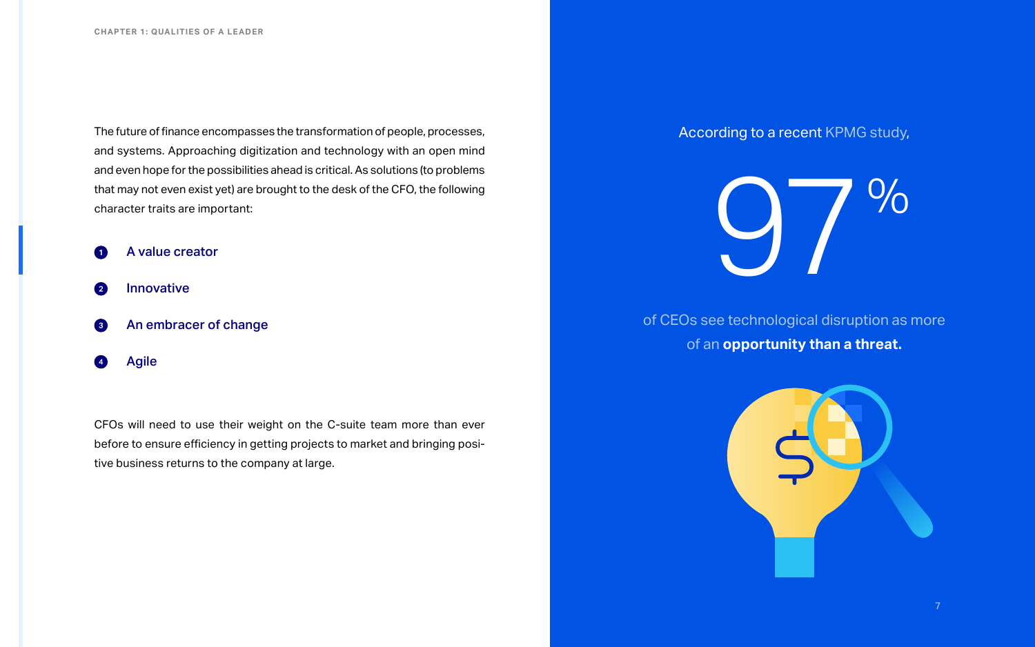The future of finance encompasses the transformation of people, processes, and systems. Approaching digitization and technology with an open mind and even hope for the possibilities ahead is critical. As solutions (to problems that may not even exist yet) are brought to the desk of the CFO, the following character traits are important:

1. A value creator
2. Innovative
3. An embracer of change
4. Agile

CFOs will need to use their weight on the C-suite team more than ever before to ensure efficiency in getting projects to market and bringing positive business returns to the company at large.

According to a recent KPMG study,

# 97%

of CEOs see technological disruption as more of an **opportunity than a threat.**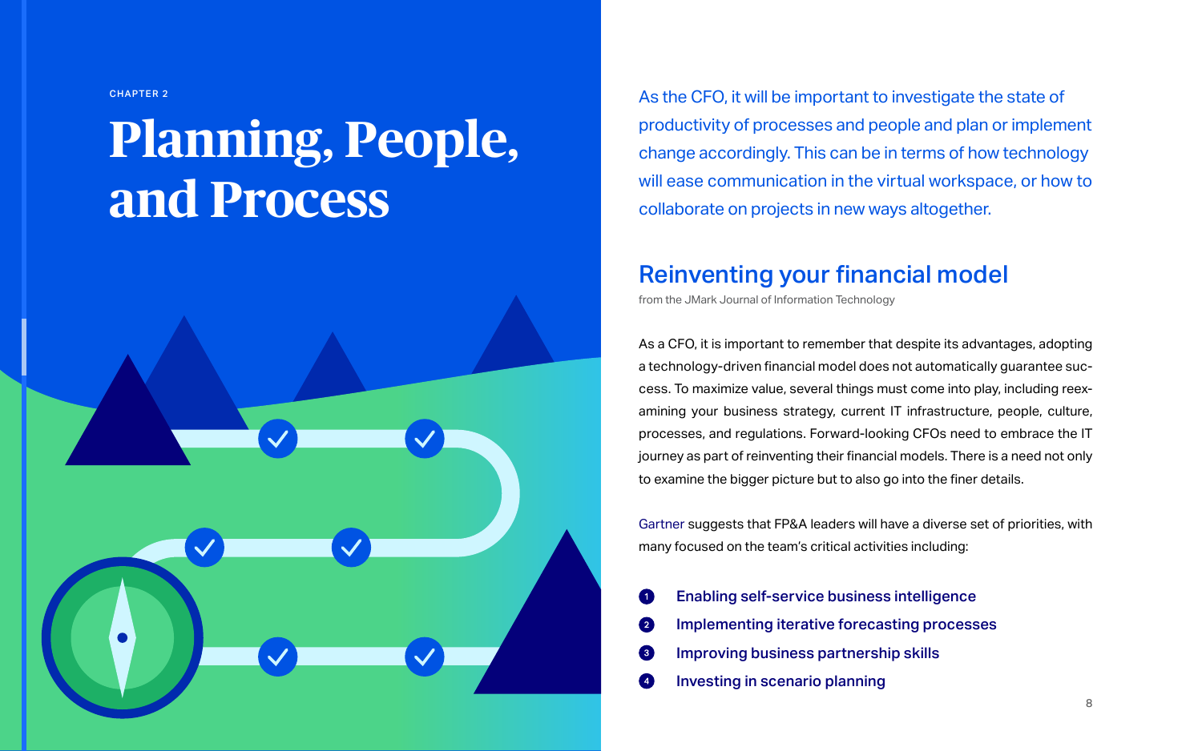CHAPTER 2

# Planning, People, and Process

As the CFO, it will be important to investigate the state of productivity of processes and people and plan or implement change accordingly. This can be in terms of how technology will ease communication in the virtual workspace, or how to collaborate on projects in new ways altogether.

## Reinventing your financial model

from the JMark Journal of Information Technology

As a CFO, it is important to remember that despite its advantages, adopting a technology-driven financial model does not automatically guarantee success. To maximize value, several things must come into play, including reexamining your business strategy, current IT infrastructure, people, culture, processes, and regulations. Forward-looking CFOs need to embrace the IT journey as part of reinventing their financial models. There is a need not only to examine the bigger picture but to also go into the finer details.

Gartner suggests that FP&A leaders will have a diverse set of priorities, with many focused on the team's critical activities including:

1. Enabling self-service business intelligence
2. Implementing iterative forecasting processes
3. Improving business partnership skills
4. Investing in scenario planning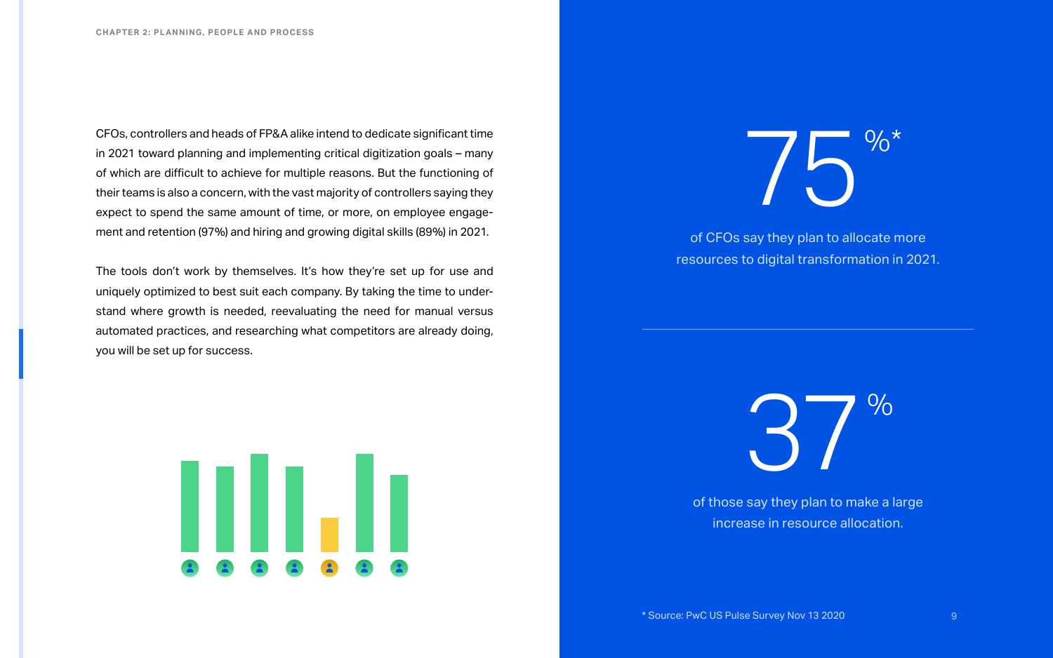CFOs, controllers and heads of FP&A alike intend to dedicate significant time in 2021 toward planning and implementing critical digitization goals – many of which are difficult to achieve for multiple reasons. But the functioning of their teams is also a concern, with the vast majority of controllers saying they expect to spend the same amount of time, or more, on employee engagement and retention (97%) and hiring and growing digital skills (89%) in 2021.

The tools don't work by themselves. It's how they're set up for use and uniquely optimized to best suit each company. By taking the time to understand where growth is needed, reevaluating the need for manual versus automated practices, and researching what competitors are already doing, you will be set up for success.

**75%***

of CFOs say they plan to allocate more resources to digital transformation in 2021.

**37%**

of those say they plan to make a large increase in resource allocation.

* Source: PwC US Pulse Survey Nov 13 2020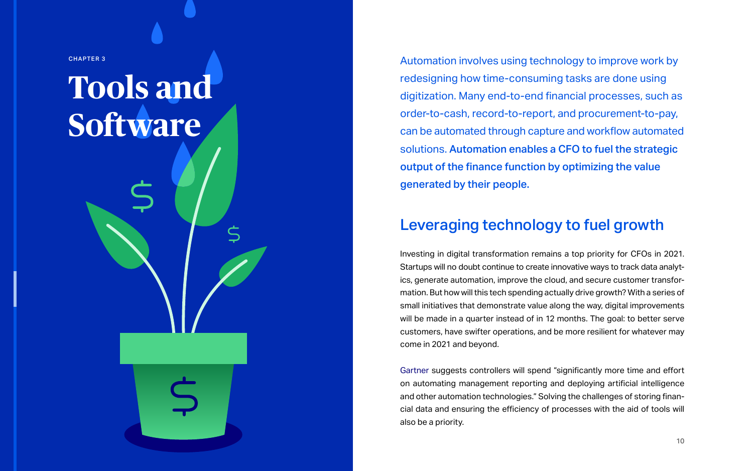CHAPTER 3

# Tools and Software

Automation involves using technology to improve work by redesigning how time-consuming tasks are done using digitization. Many end-to-end financial processes, such as order-to-cash, record-to-report, and procurement-to-pay, can be automated through capture and workflow automated solutions. **Automation enables a CFO to fuel the strategic output of the finance function by optimizing the value generated by their people.**

## Leveraging technology to fuel growth

Investing in digital transformation remains a top priority for CFOs in 2021. Startups will no doubt continue to create innovative ways to track data analytics, generate automation, improve the cloud, and secure customer transformation. But how will this tech spending actually drive growth? With a series of small initiatives that demonstrate value along the way, digital improvements will be made in a quarter instead of in 12 months. The goal: to better serve customers, have swifter operations, and be more resilient for whatever may come in 2021 and beyond.

Gartner suggests controllers will spend "significantly more time and effort on automating management reporting and deploying artificial intelligence and other automation technologies." Solving the challenges of storing financial data and ensuring the efficiency of processes with the aid of tools will also be a priority.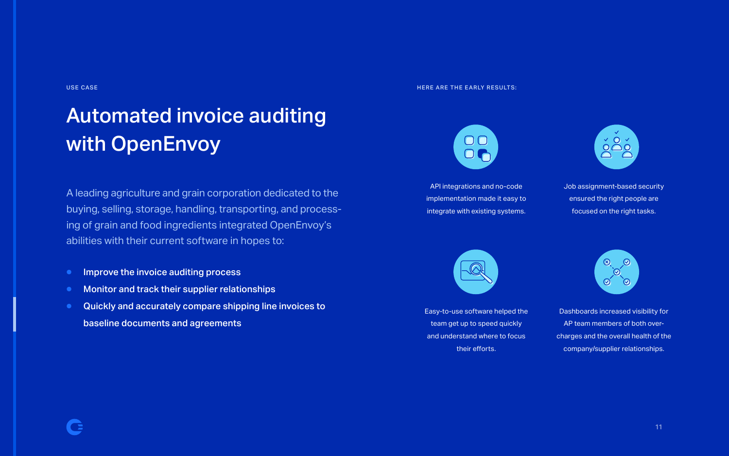USE CASE

# Automated invoice auditing with OpenEnvoy

A leading agriculture and grain corporation dedicated to the buying, selling, storage, handling, transporting, and processing of grain and food ingredients integrated OpenEnvoy's abilities with their current software in hopes to:

- **Improve the invoice auditing process**
- **Monitor and track their supplier relationships**
- **Quickly and accurately compare shipping line invoices to baseline documents and agreements**

HERE ARE THE EARLY RESULTS:

API integrations and no-code implementation made it easy to integrate with existing systems.

Job assignment-based security ensured the right people are focused on the right tasks.

Easy-to-use software helped the team get up to speed quickly and understand where to focus their efforts.

Dashboards increased visibility for AP team members of both overcharges and the overall health of the company/supplier relationships.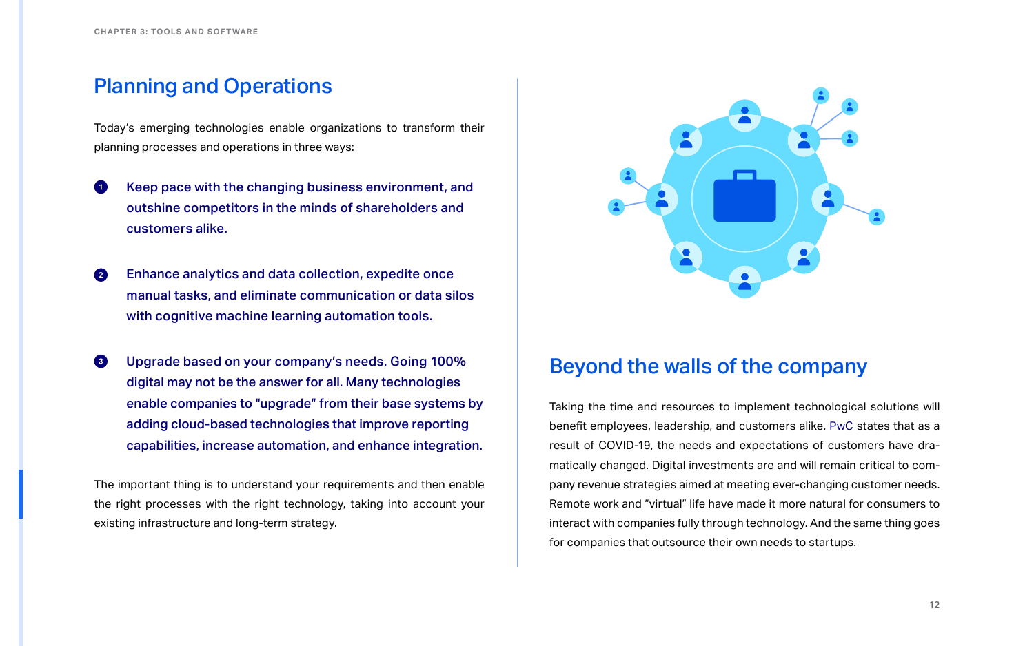## Planning and Operations

Today's emerging technologies enable organizations to transform their planning processes and operations in three ways:

1. **Keep pace with the changing business environment, and outshine competitors in the minds of shareholders and customers alike.**

2. **Enhance analytics and data collection, expedite once manual tasks, and eliminate communication or data silos with cognitive machine learning automation tools.**

3. **Upgrade based on your company's needs. Going 100% digital may not be the answer for all. Many technologies enable companies to "upgrade" from their base systems by adding cloud-based technologies that improve reporting capabilities, increase automation, and enhance integration.**

The important thing is to understand your requirements and then enable the right processes with the right technology, taking into account your existing infrastructure and long-term strategy.

## Beyond the walls of the company

Taking the time and resources to implement technological solutions will benefit employees, leadership, and customers alike. PwC states that as a result of COVID-19, the needs and expectations of customers have dramatically changed. Digital investments are and will remain critical to company revenue strategies aimed at meeting ever-changing customer needs. Remote work and "virtual" life have made it more natural for consumers to interact with companies fully through technology. And the same thing goes for companies that outsource their own needs to startups.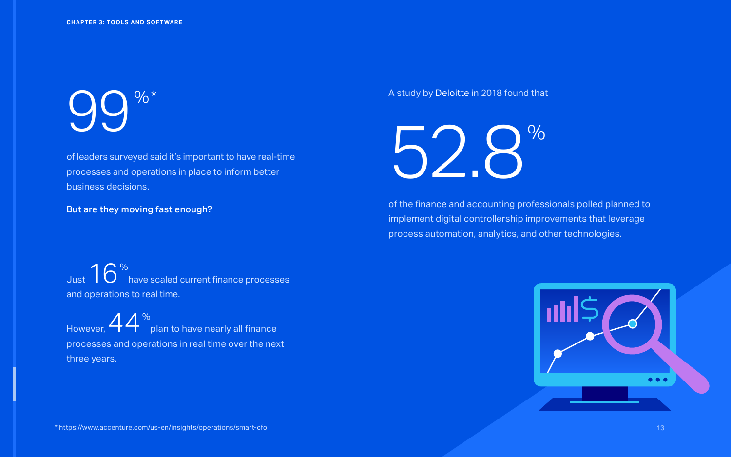# 99%*

of leaders surveyed said it's important to have real-time processes and operations in place to inform better business decisions.

**But are they moving fast enough?**

Just 16% have scaled current finance processes and operations to real time.

However, 44% plan to have nearly all finance processes and operations in real time over the next three years.

A study by Deloitte in 2018 found that

# 52.8%

of the finance and accounting professionals polled planned to implement digital controllership improvements that leverage process automation, analytics, and other technologies.

* https://www.accenture.com/us-en/insights/operations/smart-cfo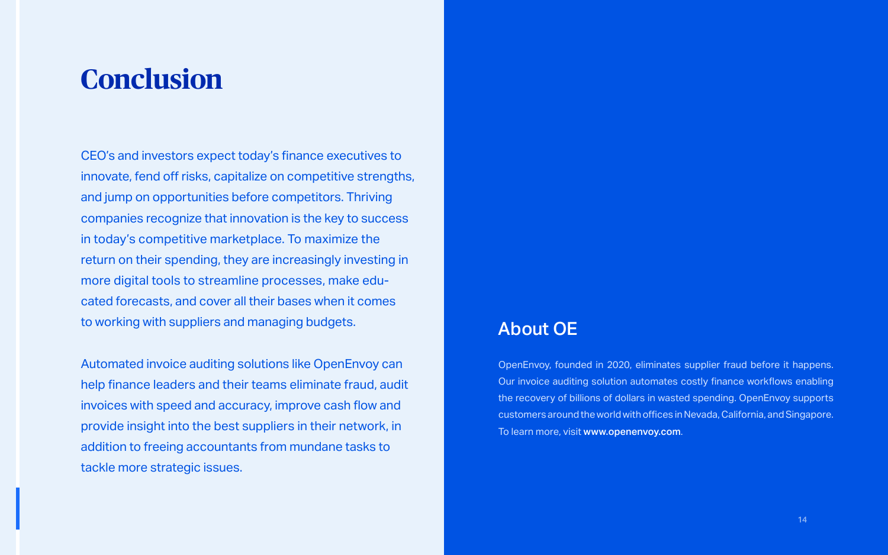# Conclusion

CEO's and investors expect today's finance executives to innovate, fend off risks, capitalize on competitive strengths, and jump on opportunities before competitors. Thriving companies recognize that innovation is the key to success in today's competitive marketplace. To maximize the return on their spending, they are increasingly investing in more digital tools to streamline processes, make educated forecasts, and cover all their bases when it comes to working with suppliers and managing budgets.

Automated invoice auditing solutions like OpenEnvoy can help finance leaders and their teams eliminate fraud, audit invoices with speed and accuracy, improve cash flow and provide insight into the best suppliers in their network, in addition to freeing accountants from mundane tasks to tackle more strategic issues.

## About OE

OpenEnvoy, founded in 2020, eliminates supplier fraud before it happens. Our invoice auditing solution automates costly finance workflows enabling the recovery of billions of dollars in wasted spending. OpenEnvoy supports customers around the world with offices in Nevada, California, and Singapore. To learn more, visit **www.openenvoy.com**.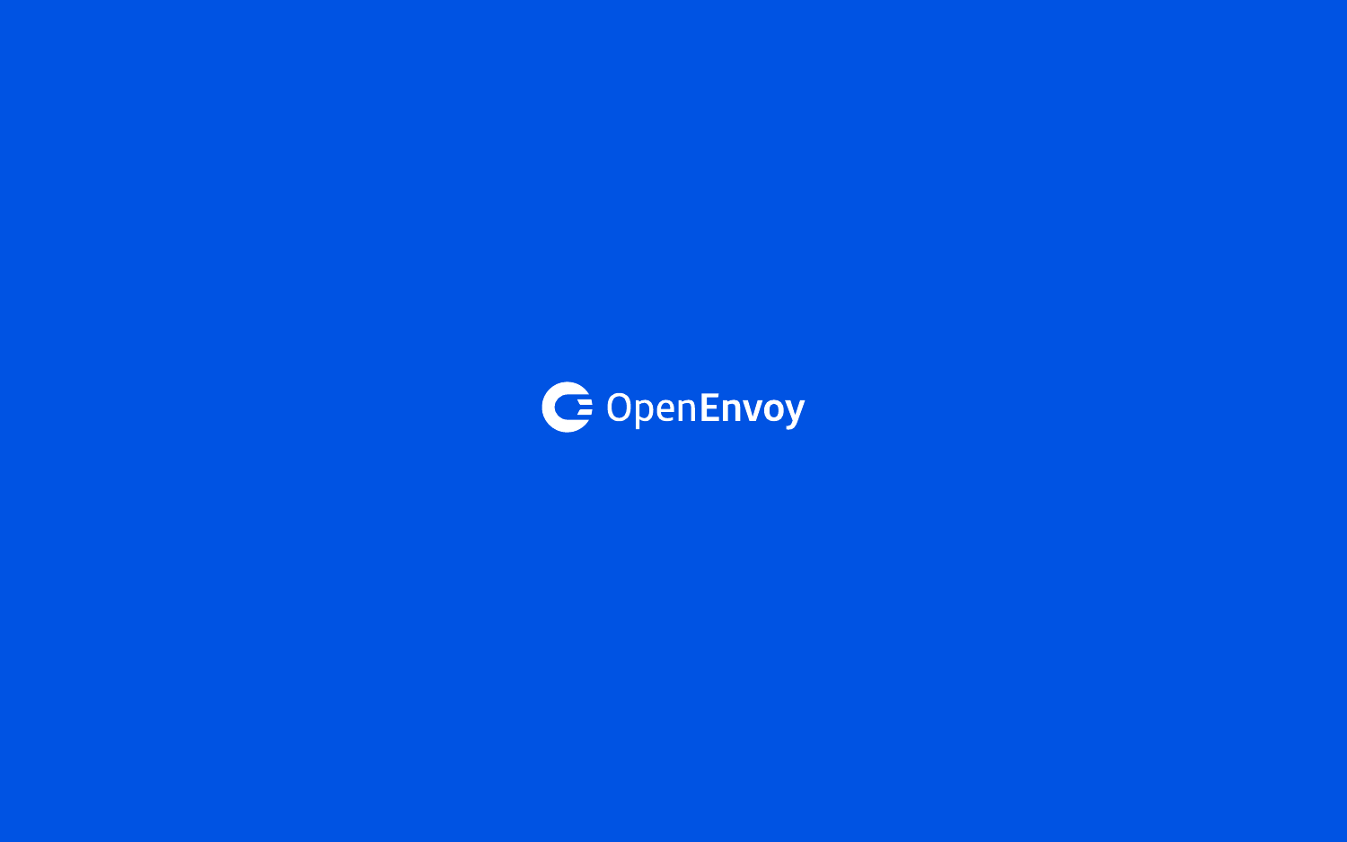OpenEnvoy